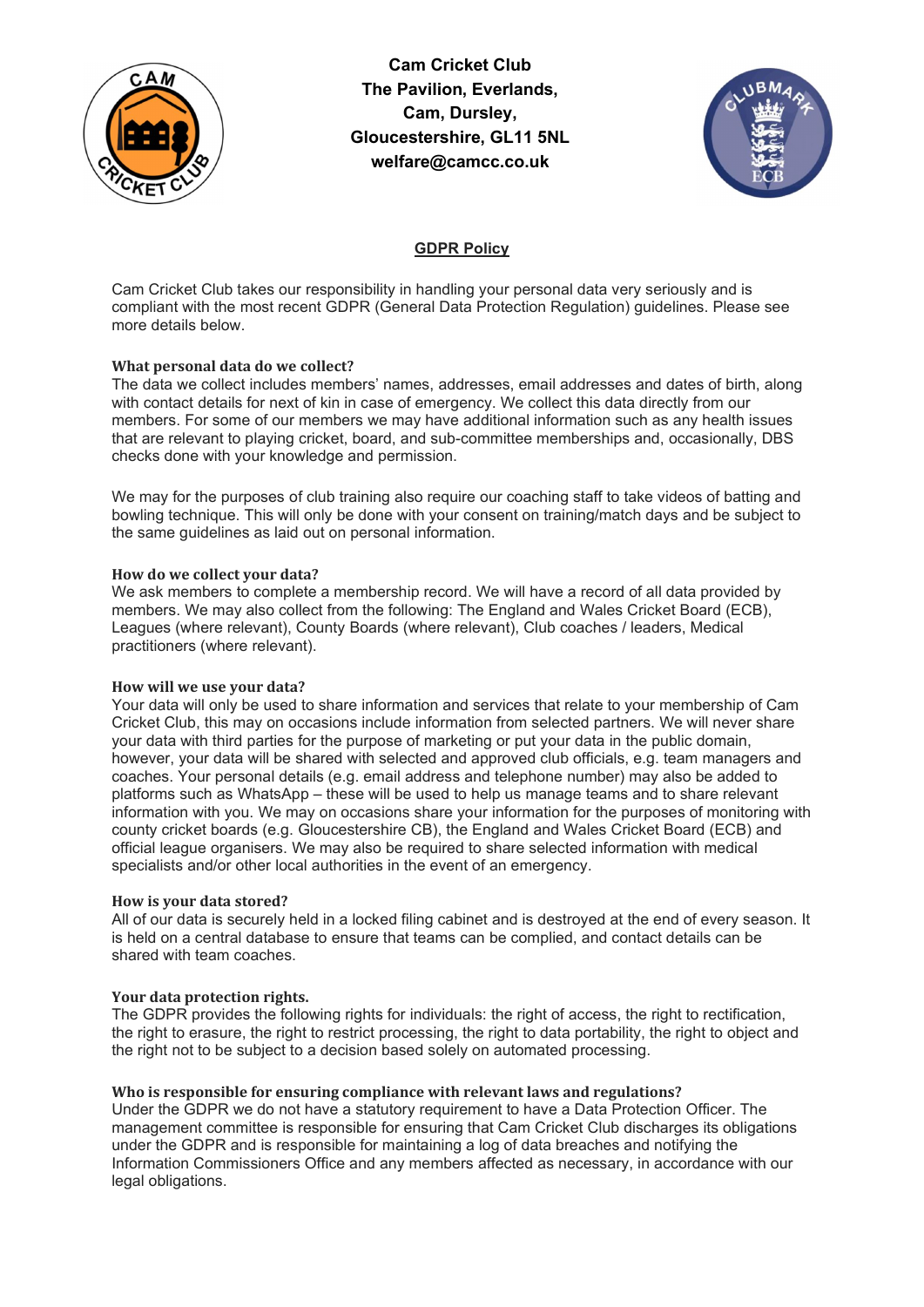**Cam Cricket Club**
**The Pavilion, Everlands,**
**Cam, Dursley,**
**Gloucestershire, GL11 5NL**
**welfare@camcc.co.uk**

# GDPR Policy

Cam Cricket Club takes our responsibility in handling your personal data very seriously and is compliant with the most recent GDPR (General Data Protection Regulation) guidelines. Please see more details below.

### What personal data do we collect?

The data we collect includes members' names, addresses, email addresses and dates of birth, along with contact details for next of kin in case of emergency. We collect this data directly from our members. For some of our members we may have additional information such as any health issues that are relevant to playing cricket, board, and sub-committee memberships and, occasionally, DBS checks done with your knowledge and permission.

We may for the purposes of club training also require our coaching staff to take videos of batting and bowling technique. This will only be done with your consent on training/match days and be subject to the same guidelines as laid out on personal information.

### How do we collect your data?

We ask members to complete a membership record. We will have a record of all data provided by members. We may also collect from the following: The England and Wales Cricket Board (ECB), Leagues (where relevant), County Boards (where relevant), Club coaches / leaders, Medical practitioners (where relevant).

### How will we use your data?

Your data will only be used to share information and services that relate to your membership of Cam Cricket Club, this may on occasions include information from selected partners. We will never share your data with third parties for the purpose of marketing or put your data in the public domain, however, your data will be shared with selected and approved club officials, e.g. team managers and coaches. Your personal details (e.g. email address and telephone number) may also be added to platforms such as WhatsApp – these will be used to help us manage teams and to share relevant information with you. We may on occasions share your information for the purposes of monitoring with county cricket boards (e.g. Gloucestershire CB), the England and Wales Cricket Board (ECB) and official league organisers. We may also be required to share selected information with medical specialists and/or other local authorities in the event of an emergency.

### How is your data stored?

All of our data is securely held in a locked filing cabinet and is destroyed at the end of every season. It is held on a central database to ensure that teams can be complied, and contact details can be shared with team coaches.

### Your data protection rights.

The GDPR provides the following rights for individuals: the right of access, the right to rectification, the right to erasure, the right to restrict processing, the right to data portability, the right to object and the right not to be subject to a decision based solely on automated processing.

### Who is responsible for ensuring compliance with relevant laws and regulations?

Under the GDPR we do not have a statutory requirement to have a Data Protection Officer. The management committee is responsible for ensuring that Cam Cricket Club discharges its obligations under the GDPR and is responsible for maintaining a log of data breaches and notifying the Information Commissioners Office and any members affected as necessary, in accordance with our legal obligations.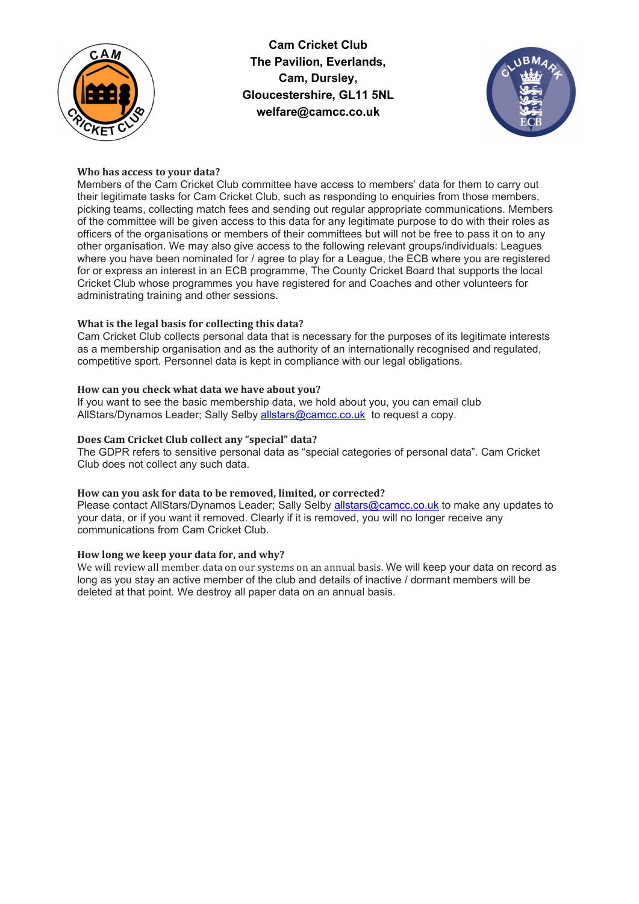**Cam Cricket Club**
**The Pavilion, Everlands,**
**Cam, Dursley,**
**Gloucestershire, GL11 5NL**
**welfare@camcc.co.uk**

### Who has access to your data?

Members of the Cam Cricket Club committee have access to members' data for them to carry out their legitimate tasks for Cam Cricket Club, such as responding to enquiries from those members, picking teams, collecting match fees and sending out regular appropriate communications. Members of the committee will be given access to this data for any legitimate purpose to do with their roles as officers of the organisations or members of their committees but will not be free to pass it on to any other organisation. We may also give access to the following relevant groups/individuals: Leagues where you have been nominated for / agree to play for a League, the ECB where you are registered for or express an interest in an ECB programme, The County Cricket Board that supports the local Cricket Club whose programmes you have registered for and Coaches and other volunteers for administrating training and other sessions.

### What is the legal basis for collecting this data?

Cam Cricket Club collects personal data that is necessary for the purposes of its legitimate interests as a membership organisation and as the authority of an internationally recognised and regulated, competitive sport. Personnel data is kept in compliance with our legal obligations.

### How can you check what data we have about you?

If you want to see the basic membership data, we hold about you, you can email club AllStars/Dynamos Leader; Sally Selby allstars@camcc.co.uk to request a copy.

### Does Cam Cricket Club collect any "special" data?

The GDPR refers to sensitive personal data as "special categories of personal data". Cam Cricket Club does not collect any such data.

### How can you ask for data to be removed, limited, or corrected?

Please contact AllStars/Dynamos Leader; Sally Selby allstars@camcc.co.uk to make any updates to your data, or if you want it removed. Clearly if it is removed, you will no longer receive any communications from Cam Cricket Club.

### How long we keep your data for, and why?

We will review all member data on our systems on an annual basis. We will keep your data on record as long as you stay an active member of the club and details of inactive / dormant members will be deleted at that point. We destroy all paper data on an annual basis.